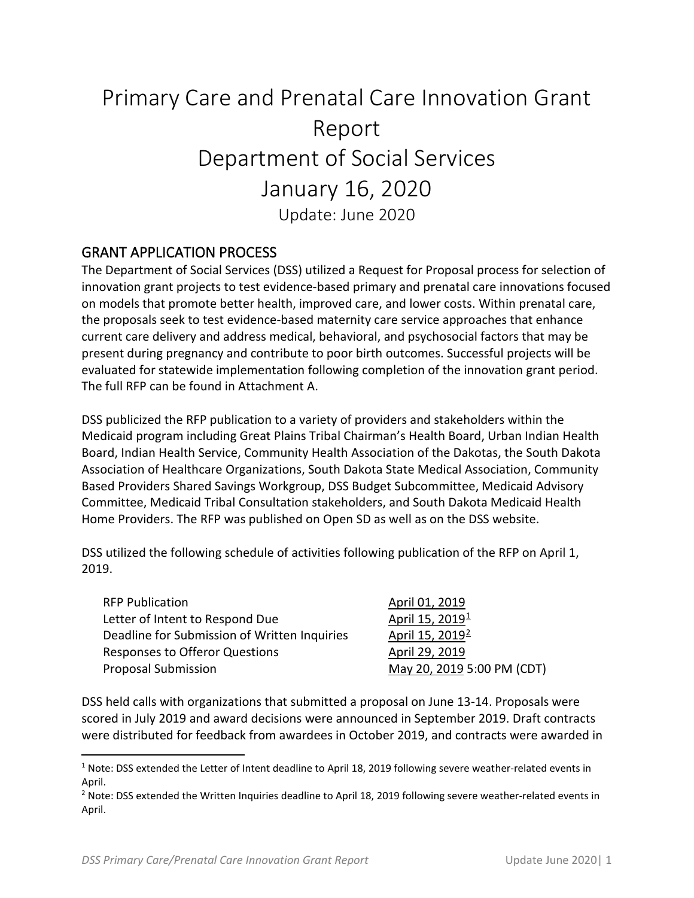# Primary Care and Prenatal Care Innovation Grant Report
# Department of Social Services
# January 16, 2020

Update: June 2020

## GRANT APPLICATION PROCESS

The Department of Social Services (DSS) utilized a Request for Proposal process for selection of innovation grant projects to test evidence-based primary and prenatal care innovations focused on models that promote better health, improved care, and lower costs. Within prenatal care, the proposals seek to test evidence-based maternity care service approaches that enhance current care delivery and address medical, behavioral, and psychosocial factors that may be present during pregnancy and contribute to poor birth outcomes. Successful projects will be evaluated for statewide implementation following completion of the innovation grant period. The full RFP can be found in Attachment A.

DSS publicized the RFP publication to a variety of providers and stakeholders within the Medicaid program including Great Plains Tribal Chairman's Health Board, Urban Indian Health Board, Indian Health Service, Community Health Association of the Dakotas, the South Dakota Association of Healthcare Organizations, South Dakota State Medical Association, Community Based Providers Shared Savings Workgroup, DSS Budget Subcommittee, Medicaid Advisory Committee, Medicaid Tribal Consultation stakeholders, and South Dakota Medicaid Health Home Providers. The RFP was published on Open SD as well as on the DSS website.

DSS utilized the following schedule of activities following publication of the RFP on April 1, 2019.

| Activity | Date |
|---|---|
| RFP Publication | April 01, 2019 |
| Letter of Intent to Respond Due | April 15, 2019[1] |
| Deadline for Submission of Written Inquiries | April 15, 2019[2] |
| Responses to Offeror Questions | April 29, 2019 |
| Proposal Submission | May 20, 2019 5:00 PM (CDT) |

DSS held calls with organizations that submitted a proposal on June 13-14. Proposals were scored in July 2019 and award decisions were announced in September 2019. Draft contracts were distributed for feedback from awardees in October 2019, and contracts were awarded in

---

[1] Note: DSS extended the Letter of Intent deadline to April 18, 2019 following severe weather-related events in April.

[2] Note: DSS extended the Written Inquiries deadline to April 18, 2019 following severe weather-related events in April.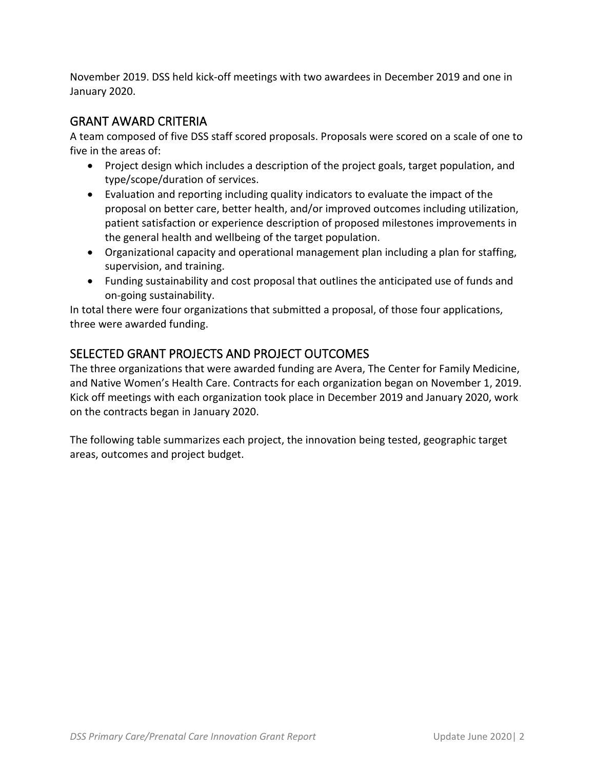November 2019. DSS held kick-off meetings with two awardees in December 2019 and one in January 2020.

## GRANT AWARD CRITERIA

A team composed of five DSS staff scored proposals. Proposals were scored on a scale of one to five in the areas of:

- Project design which includes a description of the project goals, target population, and type/scope/duration of services.
- Evaluation and reporting including quality indicators to evaluate the impact of the proposal on better care, better health, and/or improved outcomes including utilization, patient satisfaction or experience description of proposed milestones improvements in the general health and wellbeing of the target population.
- Organizational capacity and operational management plan including a plan for staffing, supervision, and training.
- Funding sustainability and cost proposal that outlines the anticipated use of funds and on-going sustainability.

In total there were four organizations that submitted a proposal, of those four applications, three were awarded funding.

## SELECTED GRANT PROJECTS AND PROJECT OUTCOMES

The three organizations that were awarded funding are Avera, The Center for Family Medicine, and Native Women's Health Care. Contracts for each organization began on November 1, 2019. Kick off meetings with each organization took place in December 2019 and January 2020, work on the contracts began in January 2020.

The following table summarizes each project, the innovation being tested, geographic target areas, outcomes and project budget.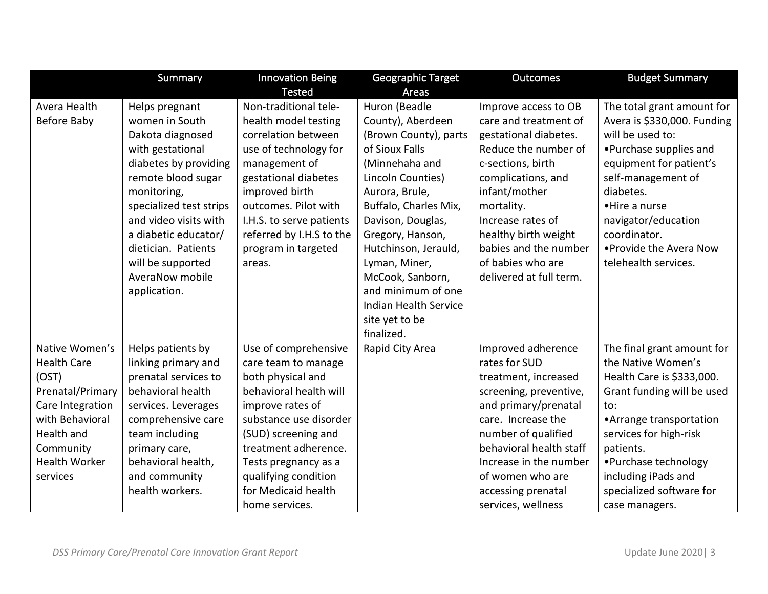| | Summary | Innovation Being Tested | Geographic Target Areas | Outcomes | Budget Summary |
|---|---|---|---|---|---|
| Avera Health Before Baby | Helps pregnant women in South Dakota diagnosed with gestational diabetes by providing remote blood sugar monitoring, specialized test strips and video visits with a diabetic educator/ dietician. Patients will be supported AveraNow mobile application. | Non-traditional tele-health model testing correlation between use of technology for management of gestational diabetes improved birth outcomes. Pilot with I.H.S. to serve patients referred by I.H.S to the program in targeted areas. | Huron (Beadle County), Aberdeen (Brown County), parts of Sioux Falls (Minnehaha and Lincoln Counties) Aurora, Brule, Buffalo, Charles Mix, Davison, Douglas, Gregory, Hanson, Hutchinson, Jerauld, Lyman, Miner, McCook, Sanborn, and minimum of one Indian Health Service site yet to be finalized. | Improve access to OB care and treatment of gestational diabetes. Reduce the number of c-sections, birth complications, and infant/mother mortality. Increase rates of healthy birth weight babies and the number of babies who are delivered at full term. | The total grant amount for Avera is $330,000. Funding will be used to: •Purchase supplies and equipment for patient's self-management of diabetes. •Hire a nurse navigator/education coordinator. •Provide the Avera Now telehealth services. |
| Native Women's Health Care (OST) Prenatal/Primary Care Integration with Behavioral Health and Community Health Worker services | Helps patients by linking primary and prenatal services to behavioral health services. Leverages comprehensive care team including primary care, behavioral health, and community health workers. | Use of comprehensive care team to manage both physical and behavioral health will improve rates of substance use disorder (SUD) screening and treatment adherence. Tests pregnancy as a qualifying condition for Medicaid health home services. | Rapid City Area | Improved adherence rates for SUD treatment, increased screening, preventive, and primary/prenatal care. Increase the number of qualified behavioral health staff Increase in the number of women who are accessing prenatal services, wellness | The final grant amount for the Native Women's Health Care is $333,000. Grant funding will be used to: •Arrange transportation services for high-risk patients. •Purchase technology including iPads and specialized software for case managers. |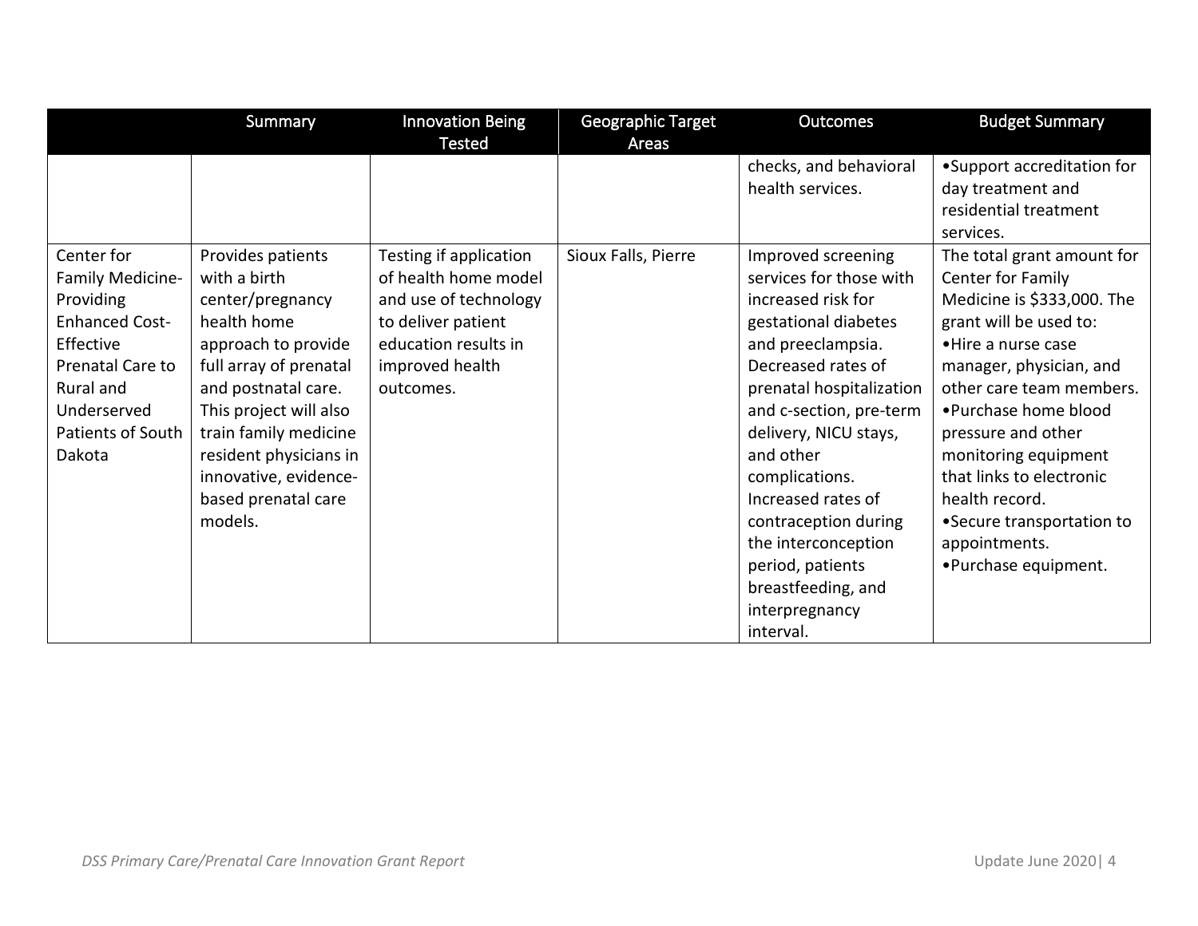| | Summary | Innovation Being Tested | Geographic Target Areas | Outcomes | Budget Summary |
|---|---|---|---|---|---|
| | | | | checks, and behavioral health services. | •Support accreditation for day treatment and residential treatment services. |
| Center for Family Medicine-Providing Enhanced Cost-Effective Prenatal Care to Rural and Underserved Patients of South Dakota | Provides patients with a birth center/pregnancy health home approach to provide full array of prenatal and postnatal care. This project will also train family medicine resident physicians in innovative, evidence-based prenatal care models. | Testing if application of health home model and use of technology to deliver patient education results in improved health outcomes. | Sioux Falls, Pierre | Improved screening services for those with increased risk for gestational diabetes and preeclampsia. Decreased rates of prenatal hospitalization and c-section, pre-term delivery, NICU stays, and other complications. Increased rates of contraception during the interconception period, patients breastfeeding, and interpregnancy interval. | The total grant amount for Center for Family Medicine is $333,000. The grant will be used to: •Hire a nurse case manager, physician, and other care team members. •Purchase home blood pressure and other monitoring equipment that links to electronic health record. •Secure transportation to appointments. •Purchase equipment. |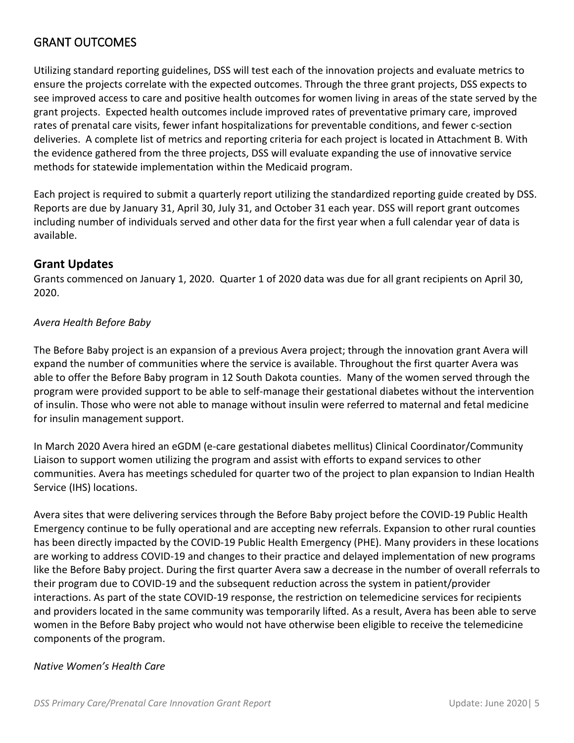## GRANT OUTCOMES

Utilizing standard reporting guidelines, DSS will test each of the innovation projects and evaluate metrics to ensure the projects correlate with the expected outcomes. Through the three grant projects, DSS expects to see improved access to care and positive health outcomes for women living in areas of the state served by the grant projects. Expected health outcomes include improved rates of preventative primary care, improved rates of prenatal care visits, fewer infant hospitalizations for preventable conditions, and fewer c-section deliveries. A complete list of metrics and reporting criteria for each project is located in Attachment B. With the evidence gathered from the three projects, DSS will evaluate expanding the use of innovative service methods for statewide implementation within the Medicaid program.

Each project is required to submit a quarterly report utilizing the standardized reporting guide created by DSS. Reports are due by January 31, April 30, July 31, and October 31 each year. DSS will report grant outcomes including number of individuals served and other data for the first year when a full calendar year of data is available.

### Grant Updates

Grants commenced on January 1, 2020. Quarter 1 of 2020 data was due for all grant recipients on April 30, 2020.

*Avera Health Before Baby*

The Before Baby project is an expansion of a previous Avera project; through the innovation grant Avera will expand the number of communities where the service is available. Throughout the first quarter Avera was able to offer the Before Baby program in 12 South Dakota counties. Many of the women served through the program were provided support to be able to self-manage their gestational diabetes without the intervention of insulin. Those who were not able to manage without insulin were referred to maternal and fetal medicine for insulin management support.

In March 2020 Avera hired an eGDM (e-care gestational diabetes mellitus) Clinical Coordinator/Community Liaison to support women utilizing the program and assist with efforts to expand services to other communities. Avera has meetings scheduled for quarter two of the project to plan expansion to Indian Health Service (IHS) locations.

Avera sites that were delivering services through the Before Baby project before the COVID-19 Public Health Emergency continue to be fully operational and are accepting new referrals. Expansion to other rural counties has been directly impacted by the COVID-19 Public Health Emergency (PHE). Many providers in these locations are working to address COVID-19 and changes to their practice and delayed implementation of new programs like the Before Baby project. During the first quarter Avera saw a decrease in the number of overall referrals to their program due to COVID-19 and the subsequent reduction across the system in patient/provider interactions. As part of the state COVID-19 response, the restriction on telemedicine services for recipients and providers located in the same community was temporarily lifted. As a result, Avera has been able to serve women in the Before Baby project who would not have otherwise been eligible to receive the telemedicine components of the program.

*Native Women's Health Care*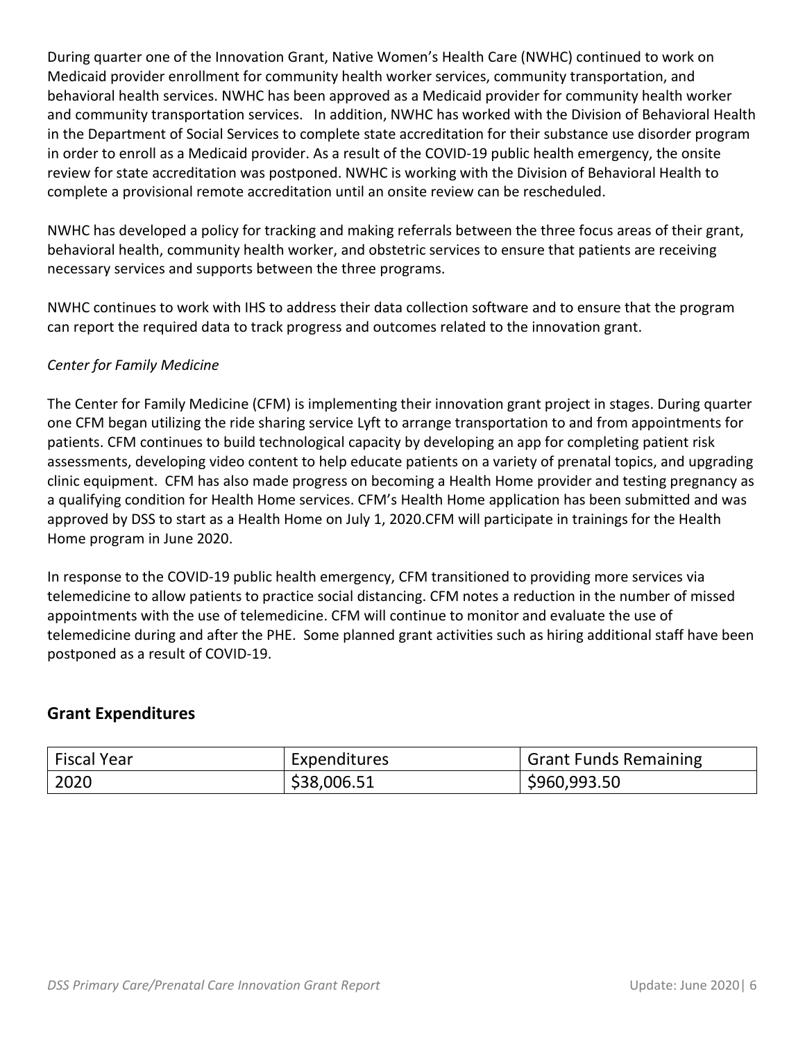During quarter one of the Innovation Grant, Native Women's Health Care (NWHC) continued to work on Medicaid provider enrollment for community health worker services, community transportation, and behavioral health services. NWHC has been approved as a Medicaid provider for community health worker and community transportation services. In addition, NWHC has worked with the Division of Behavioral Health in the Department of Social Services to complete state accreditation for their substance use disorder program in order to enroll as a Medicaid provider. As a result of the COVID-19 public health emergency, the onsite review for state accreditation was postponed. NWHC is working with the Division of Behavioral Health to complete a provisional remote accreditation until an onsite review can be rescheduled.

NWHC has developed a policy for tracking and making referrals between the three focus areas of their grant, behavioral health, community health worker, and obstetric services to ensure that patients are receiving necessary services and supports between the three programs.

NWHC continues to work with IHS to address their data collection software and to ensure that the program can report the required data to track progress and outcomes related to the innovation grant.

*Center for Family Medicine*

The Center for Family Medicine (CFM) is implementing their innovation grant project in stages. During quarter one CFM began utilizing the ride sharing service Lyft to arrange transportation to and from appointments for patients. CFM continues to build technological capacity by developing an app for completing patient risk assessments, developing video content to help educate patients on a variety of prenatal topics, and upgrading clinic equipment. CFM has also made progress on becoming a Health Home provider and testing pregnancy as a qualifying condition for Health Home services. CFM's Health Home application has been submitted and was approved by DSS to start as a Health Home on July 1, 2020.CFM will participate in trainings for the Health Home program in June 2020.

In response to the COVID-19 public health emergency, CFM transitioned to providing more services via telemedicine to allow patients to practice social distancing. CFM notes a reduction in the number of missed appointments with the use of telemedicine. CFM will continue to monitor and evaluate the use of telemedicine during and after the PHE. Some planned grant activities such as hiring additional staff have been postponed as a result of COVID-19.

## Grant Expenditures

| Fiscal Year | Expenditures | Grant Funds Remaining |
|---|---|---|
| 2020 | $38,006.51 | $960,993.50 |